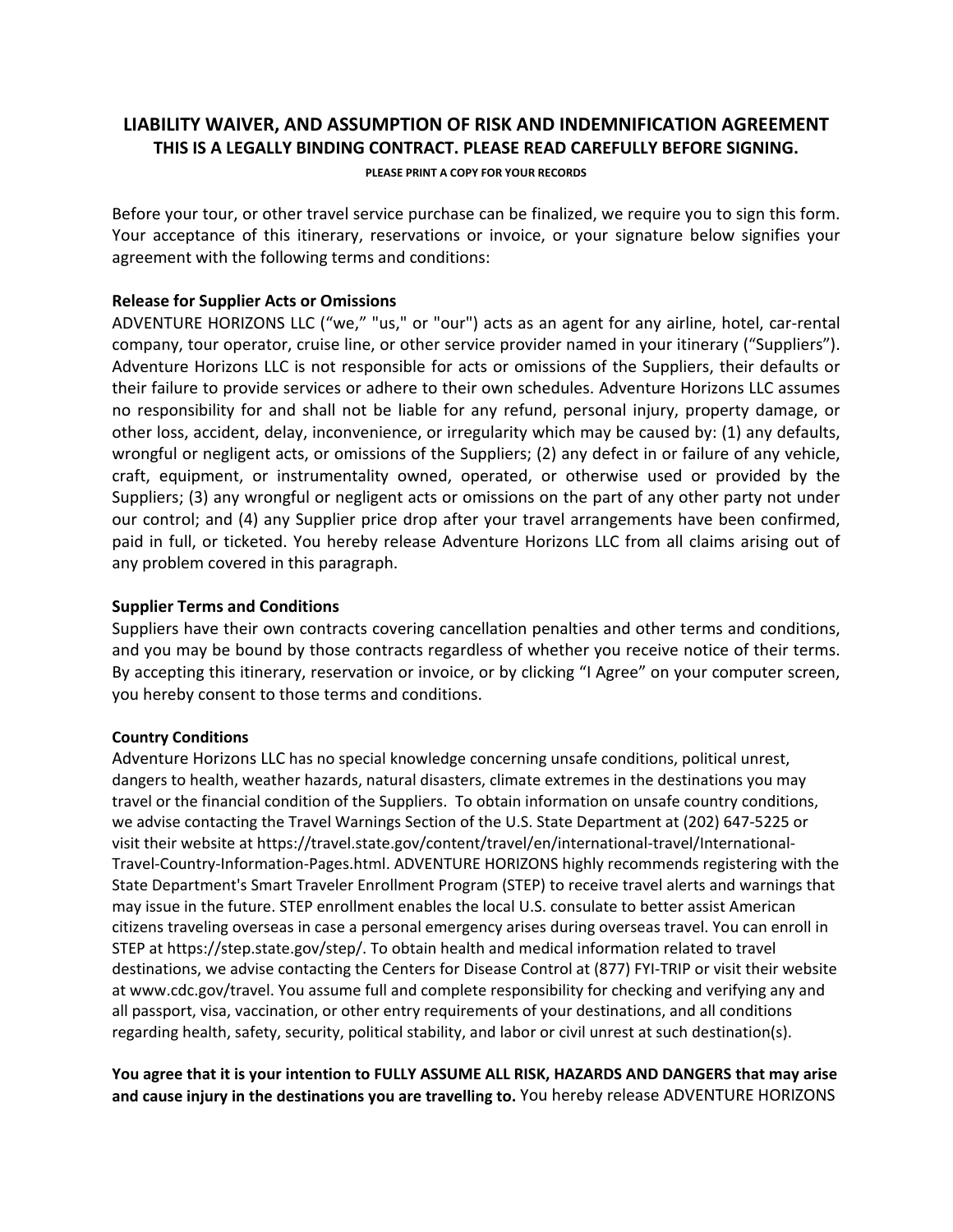# LIABILITY WAIVER, AND ASSUMPTION OF RISK AND INDEMNIFICATION AGREEMENT

**THIS IS A LEGALLY BINDING CONTRACT. PLEASE READ CAREFULLY BEFORE SIGNING.**

**PLEASE PRINT A COPY FOR YOUR RECORDS**

Before your tour, or other travel service purchase can be finalized, we require you to sign this form. Your acceptance of this itinerary, reservations or invoice, or your signature below signifies your agreement with the following terms and conditions:

**Release for Supplier Acts or Omissions**

ADVENTURE HORIZONS LLC ("we," "us," or "our") acts as an agent for any airline, hotel, car-rental company, tour operator, cruise line, or other service provider named in your itinerary ("Suppliers"). Adventure Horizons LLC is not responsible for acts or omissions of the Suppliers, their defaults or their failure to provide services or adhere to their own schedules. Adventure Horizons LLC assumes no responsibility for and shall not be liable for any refund, personal injury, property damage, or other loss, accident, delay, inconvenience, or irregularity which may be caused by: (1) any defaults, wrongful or negligent acts, or omissions of the Suppliers; (2) any defect in or failure of any vehicle, craft, equipment, or instrumentality owned, operated, or otherwise used or provided by the Suppliers; (3) any wrongful or negligent acts or omissions on the part of any other party not under our control; and (4) any Supplier price drop after your travel arrangements have been confirmed, paid in full, or ticketed. You hereby release Adventure Horizons LLC from all claims arising out of any problem covered in this paragraph.

**Supplier Terms and Conditions**

Suppliers have their own contracts covering cancellation penalties and other terms and conditions, and you may be bound by those contracts regardless of whether you receive notice of their terms. By accepting this itinerary, reservation or invoice, or by clicking "I Agree" on your computer screen, you hereby consent to those terms and conditions.

**Country Conditions**

Adventure Horizons LLC has no special knowledge concerning unsafe conditions, political unrest, dangers to health, weather hazards, natural disasters, climate extremes in the destinations you may travel or the financial condition of the Suppliers. To obtain information on unsafe country conditions, we advise contacting the Travel Warnings Section of the U.S. State Department at (202) 647-5225 or visit their website at https://travel.state.gov/content/travel/en/international-travel/International-Travel-Country-Information-Pages.html. ADVENTURE HORIZONS highly recommends registering with the State Department's Smart Traveler Enrollment Program (STEP) to receive travel alerts and warnings that may issue in the future. STEP enrollment enables the local U.S. consulate to better assist American citizens traveling overseas in case a personal emergency arises during overseas travel. You can enroll in STEP at https://step.state.gov/step/. To obtain health and medical information related to travel destinations, we advise contacting the Centers for Disease Control at (877) FYI-TRIP or visit their website at www.cdc.gov/travel. You assume full and complete responsibility for checking and verifying any and all passport, visa, vaccination, or other entry requirements of your destinations, and all conditions regarding health, safety, security, political stability, and labor or civil unrest at such destination(s).

**You agree that it is your intention to FULLY ASSUME ALL RISK, HAZARDS AND DANGERS that may arise and cause injury in the destinations you are travelling to.** You hereby release ADVENTURE HORIZONS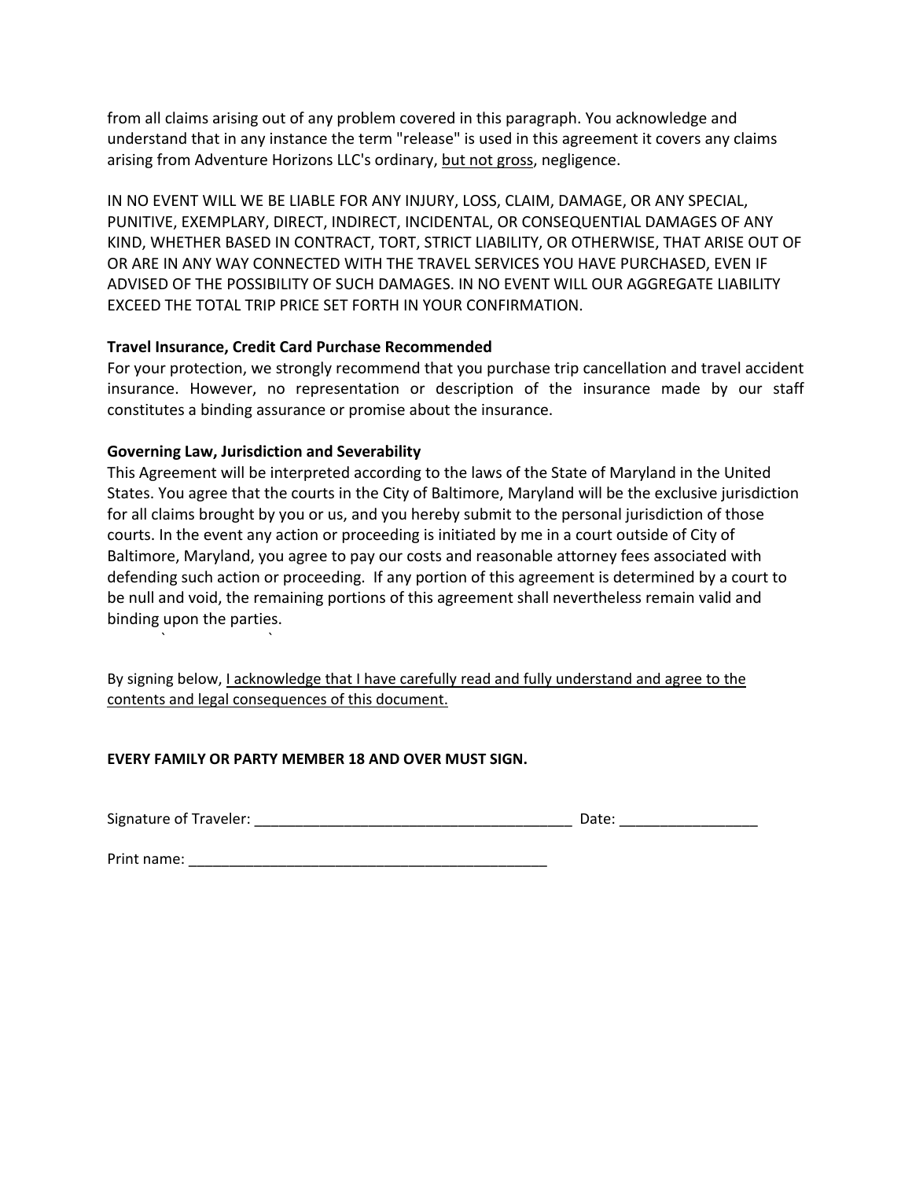from all claims arising out of any problem covered in this paragraph. You acknowledge and understand that in any instance the term "release" is used in this agreement it covers any claims arising from Adventure Horizons LLC's ordinary, <u>but not gross</u>, negligence.

IN NO EVENT WILL WE BE LIABLE FOR ANY INJURY, LOSS, CLAIM, DAMAGE, OR ANY SPECIAL, PUNITIVE, EXEMPLARY, DIRECT, INDIRECT, INCIDENTAL, OR CONSEQUENTIAL DAMAGES OF ANY KIND, WHETHER BASED IN CONTRACT, TORT, STRICT LIABILITY, OR OTHERWISE, THAT ARISE OUT OF OR ARE IN ANY WAY CONNECTED WITH THE TRAVEL SERVICES YOU HAVE PURCHASED, EVEN IF ADVISED OF THE POSSIBILITY OF SUCH DAMAGES. IN NO EVENT WILL OUR AGGREGATE LIABILITY EXCEED THE TOTAL TRIP PRICE SET FORTH IN YOUR CONFIRMATION.

**Travel Insurance, Credit Card Purchase Recommended**

For your protection, we strongly recommend that you purchase trip cancellation and travel accident insurance. However, no representation or description of the insurance made by our staff constitutes a binding assurance or promise about the insurance.

**Governing Law, Jurisdiction and Severability**

This Agreement will be interpreted according to the laws of the State of Maryland in the United States. You agree that the courts in the City of Baltimore, Maryland will be the exclusive jurisdiction for all claims brought by you or us, and you hereby submit to the personal jurisdiction of those courts. In the event any action or proceeding is initiated by me in a court outside of City of Baltimore, Maryland, you agree to pay our costs and reasonable attorney fees associated with defending such action or proceeding. If any portion of this agreement is determined by a court to be null and void, the remaining portions of this agreement shall nevertheless remain valid and binding upon the parties.

By signing below, <u>I acknowledge that I have carefully read and fully understand and agree to the contents and legal consequences of this document.</u>

**EVERY FAMILY OR PARTY MEMBER 18 AND OVER MUST SIGN.**

Signature of Traveler: ________________________________________ Date: _________________

Print name: ______________________________________________